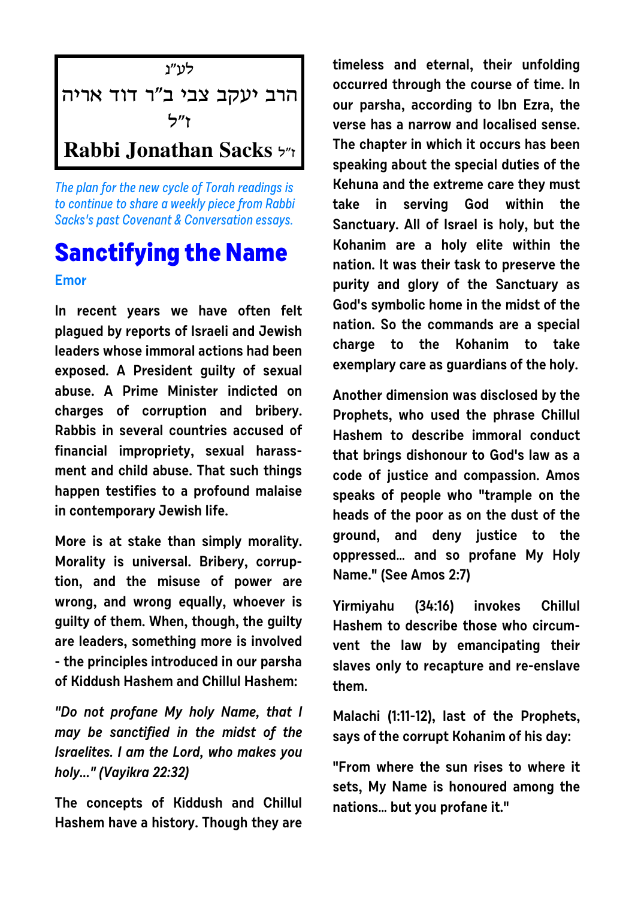לע"נ

הרב יעקב צבי ב"ר דוד אריה ז"ל

**Rabbi Jonathan Sacks** ז"ל

*The plan for the new cycle of Torah readings is to continue to share a weekly piece from Rabbi Sacks's past Covenant & Conversation essays.*

# Sanctifying the Name

**Emor**

In recent years we have often felt plagued by reports of Israeli and Jewish leaders whose immoral actions had been exposed. A President guilty of sexual abuse. A Prime Minister indicted on charges of corruption and bribery. Rabbis in several countries accused of financial impropriety, sexual harassment and child abuse. That such things happen testifies to a profound malaise in contemporary Jewish life.

More is at stake than simply morality. Morality is universal. Bribery, corruption, and the misuse of power are wrong, and wrong equally, whoever is guilty of them. When, though, the guilty are leaders, something more is involved - the principles introduced in our parsha of Kiddush Hashem and Chillul Hashem:

*"Do not profane My holy Name, that I may be sanctified in the midst of the Israelites. I am the Lord, who makes you holy…" (Vayikra 22:32)*

The concepts of Kiddush and Chillul Hashem have a history. Though they are timeless and eternal, their unfolding occurred through the course of time. In our parsha, according to Ibn Ezra, the verse has a narrow and localised sense. The chapter in which it occurs has been speaking about the special duties of the Kehuna and the extreme care they must take in serving God within the Sanctuary. All of Israel is holy, but the Kohanim are a holy elite within the nation. It was their task to preserve the purity and glory of the Sanctuary as God's symbolic home in the midst of the nation. So the commands are a special charge to the Kohanim to take exemplary care as guardians of the holy.

Another dimension was disclosed by the Prophets, who used the phrase Chillul Hashem to describe immoral conduct that brings dishonour to God's law as a code of justice and compassion. Amos speaks of people who "trample on the heads of the poor as on the dust of the ground, and deny justice to the oppressed… and so profane My Holy Name." (See Amos 2:7)

Yirmiyahu (34:16) invokes Chillul Hashem to describe those who circumvent the law by emancipating their slaves only to recapture and re-enslave them.

Malachi (1:11-12), last of the Prophets, says of the corrupt Kohanim of his day:

"From where the sun rises to where it sets, My Name is honoured among the nations… but you profane it."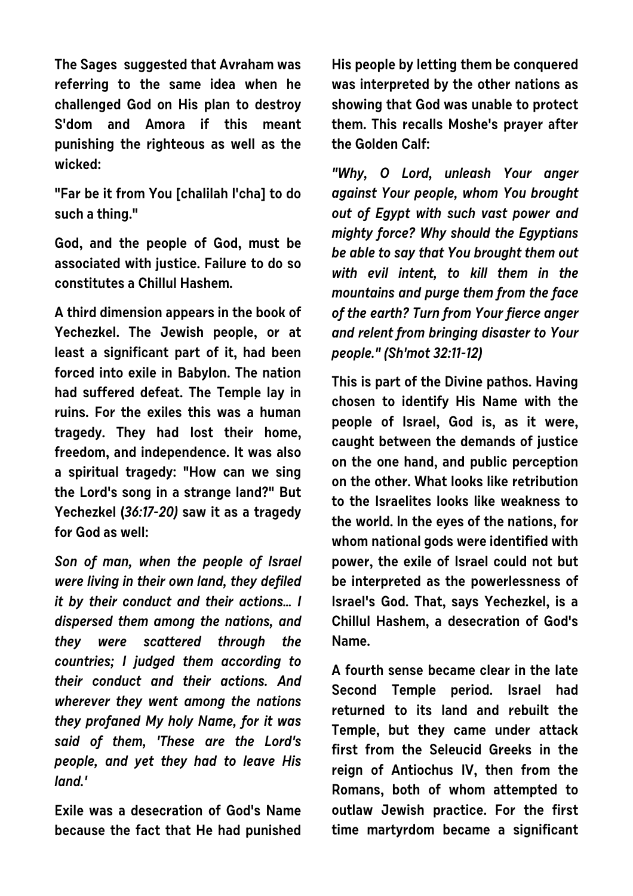**The Sages suggested that Avraham was referring to the same idea when he challenged God on His plan to destroy S'dom and Amora if this meant punishing the righteous as well as the wicked:**

**"Far be it from You [chalilah l'cha] to do such a thing."**

**God, and the people of God, must be associated with justice. Failure to do so constitutes a Chillul Hashem.**

**A third dimension appears in the book of Yechezkel. The Jewish people, or at least a significant part of it, had been forced into exile in Babylon. The nation had suffered defeat. The Temple lay in ruins. For the exiles this was a human tragedy. They had lost their home, freedom, and independence. It was also a spiritual tragedy: "How can we sing the Lord's song in a strange land?" But Yechezkel (*36:17-20*) saw it as a tragedy for God as well:**

***Son of man, when the people of Israel were living in their own land, they defiled it by their conduct and their actions... I dispersed them among the nations, and they were scattered through the countries; I judged them according to their conduct and their actions. And wherever they went among the nations they profaned My holy Name, for it was said of them, 'These are the Lord's people, and yet they had to leave His land.'***

**Exile was a desecration of God's Name because the fact that He had punished His people by letting them be conquered was interpreted by the other nations as showing that God was unable to protect them. This recalls Moshe's prayer after the Golden Calf:**

***"Why, O Lord, unleash Your anger against Your people, whom You brought out of Egypt with such vast power and mighty force? Why should the Egyptians be able to say that You brought them out with evil intent, to kill them in the mountains and purge them from the face of the earth? Turn from Your fierce anger and relent from bringing disaster to Your people." (Sh'mot 32:11-12)***

**This is part of the Divine pathos. Having chosen to identify His Name with the people of Israel, God is, as it were, caught between the demands of justice on the one hand, and public perception on the other. What looks like retribution to the Israelites looks like weakness to the world. In the eyes of the nations, for whom national gods were identified with power, the exile of Israel could not but be interpreted as the powerlessness of Israel's God. That, says Yechezkel, is a Chillul Hashem, a desecration of God's Name.**

**A fourth sense became clear in the late Second Temple period. Israel had returned to its land and rebuilt the Temple, but they came under attack first from the Seleucid Greeks in the reign of Antiochus IV, then from the Romans, both of whom attempted to outlaw Jewish practice. For the first time martyrdom became a significant**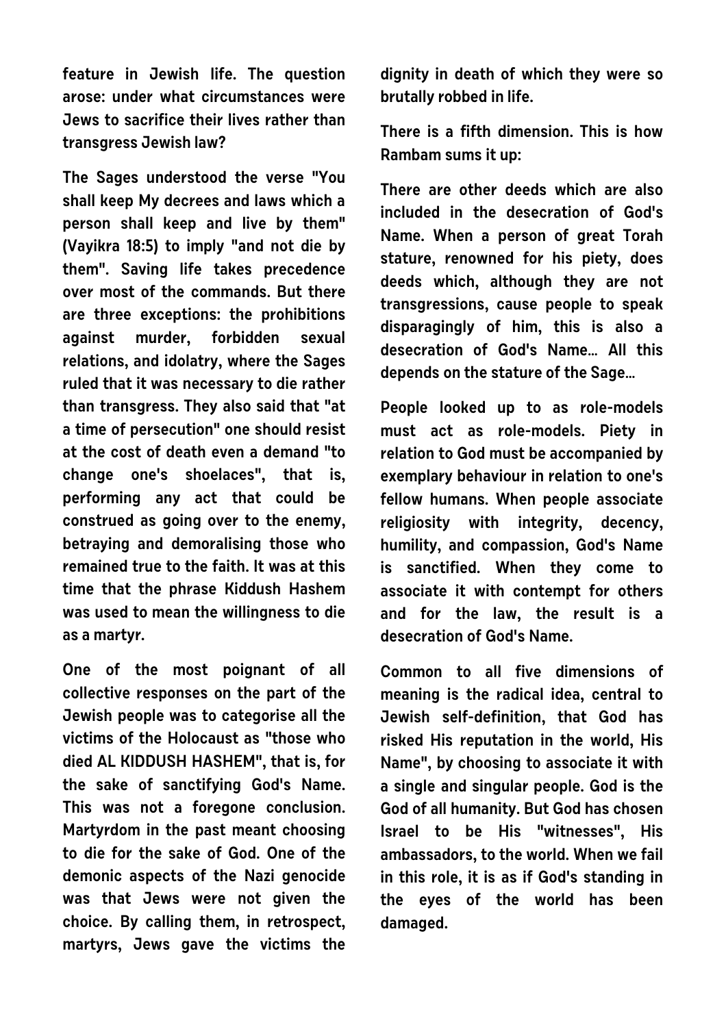feature in Jewish life. The question arose: under what circumstances were Jews to sacrifice their lives rather than transgress Jewish law?

The Sages understood the verse "You shall keep My decrees and laws which a person shall keep and live by them" (Vayikra 18:5) to imply "and not die by them". Saving life takes precedence over most of the commands. But there are three exceptions: the prohibitions against murder, forbidden sexual relations, and idolatry, where the Sages ruled that it was necessary to die rather than transgress. They also said that "at a time of persecution" one should resist at the cost of death even a demand "to change one's shoelaces", that is, performing any act that could be construed as going over to the enemy, betraying and demoralising those who remained true to the faith. It was at this time that the phrase Kiddush Hashem was used to mean the willingness to die as a martyr.

One of the most poignant of all collective responses on the part of the Jewish people was to categorise all the victims of the Holocaust as "those who died AL KIDDUSH HASHEM", that is, for the sake of sanctifying God's Name. This was not a foregone conclusion. Martyrdom in the past meant choosing to die for the sake of God. One of the demonic aspects of the Nazi genocide was that Jews were not given the choice. By calling them, in retrospect, martyrs, Jews gave the victims the dignity in death of which they were so brutally robbed in life.

There is a fifth dimension. This is how Rambam sums it up:

There are other deeds which are also included in the desecration of God's Name. When a person of great Torah stature, renowned for his piety, does deeds which, although they are not transgressions, cause people to speak disparagingly of him, this is also a desecration of God's Name… All this depends on the stature of the Sage…

People looked up to as role-models must act as role-models. Piety in relation to God must be accompanied by exemplary behaviour in relation to one's fellow humans. When people associate religiosity with integrity, decency, humility, and compassion, God's Name is sanctified. When they come to associate it with contempt for others and for the law, the result is a desecration of God's Name.

Common to all five dimensions of meaning is the radical idea, central to Jewish self-definition, that God has risked His reputation in the world, His Name", by choosing to associate it with a single and singular people. God is the God of all humanity. But God has chosen Israel to be His "witnesses", His ambassadors, to the world. When we fail in this role, it is as if God's standing in the eyes of the world has been damaged.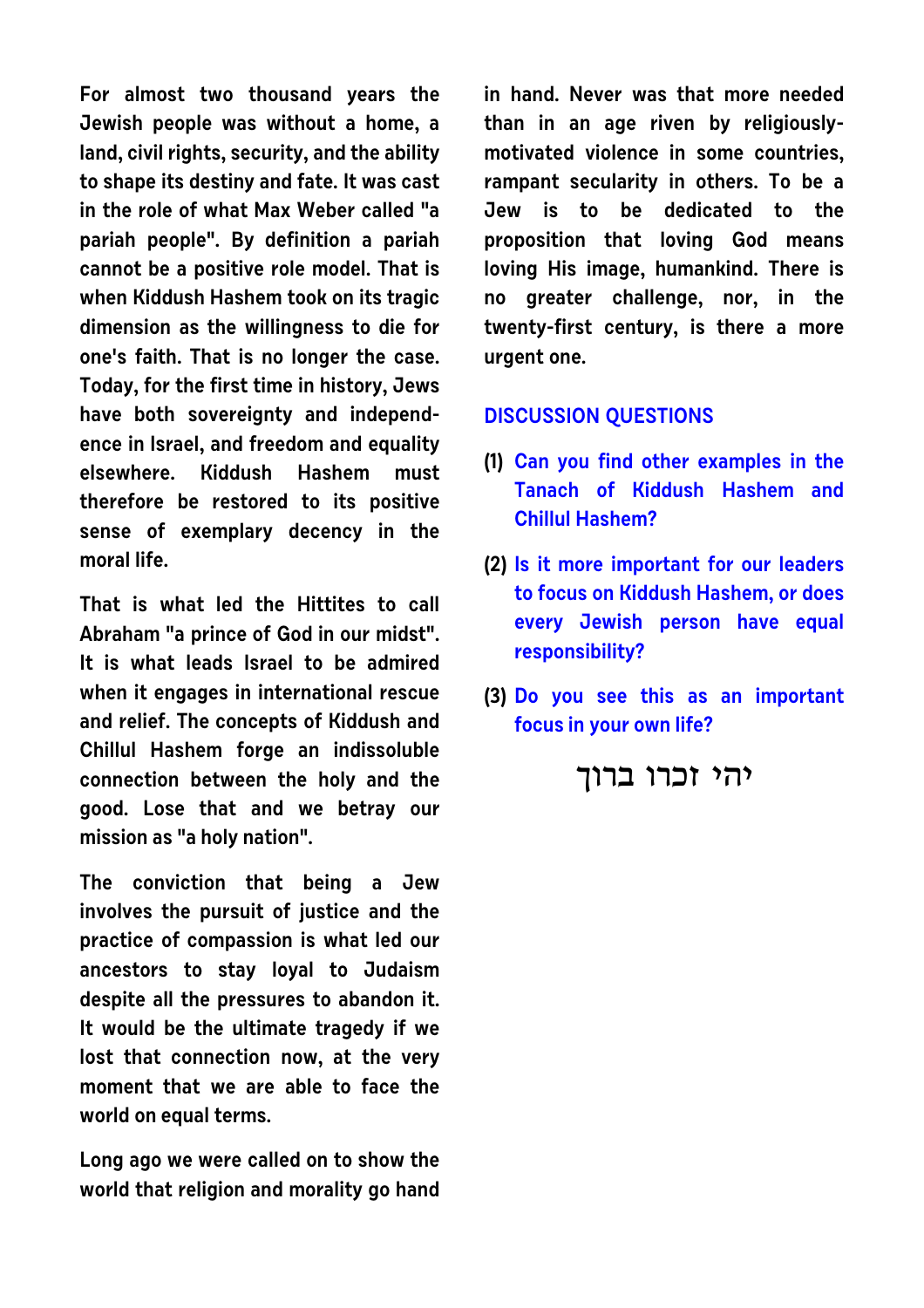For almost two thousand years the Jewish people was without a home, a land, civil rights, security, and the ability to shape its destiny and fate. It was cast in the role of what Max Weber called "a pariah people". By definition a pariah cannot be a positive role model. That is when Kiddush Hashem took on its tragic dimension as the willingness to die for one's faith. That is no longer the case. Today, for the first time in history, Jews have both sovereignty and independence in Israel, and freedom and equality elsewhere. Kiddush Hashem must therefore be restored to its positive sense of exemplary decency in the moral life.

That is what led the Hittites to call Abraham "a prince of God in our midst". It is what leads Israel to be admired when it engages in international rescue and relief. The concepts of Kiddush and Chillul Hashem forge an indissoluble connection between the holy and the good. Lose that and we betray our mission as "a holy nation".

The conviction that being a Jew involves the pursuit of justice and the practice of compassion is what led our ancestors to stay loyal to Judaism despite all the pressures to abandon it. It would be the ultimate tragedy if we lost that connection now, at the very moment that we are able to face the world on equal terms.

Long ago we were called on to show the world that religion and morality go hand in hand. Never was that more needed than in an age riven by religiously-motivated violence in some countries, rampant secularity in others. To be a Jew is to be dedicated to the proposition that loving God means loving His image, humankind. There is no greater challenge, nor, in the twenty-first century, is there a more urgent one.

## DISCUSSION QUESTIONS

(1) Can you find other examples in the Tanach of Kiddush Hashem and Chillul Hashem?

(2) Is it more important for our leaders to focus on Kiddush Hashem, or does every Jewish person have equal responsibility?

(3) Do you see this as an important focus in your own life?

יהי זכרו ברוך